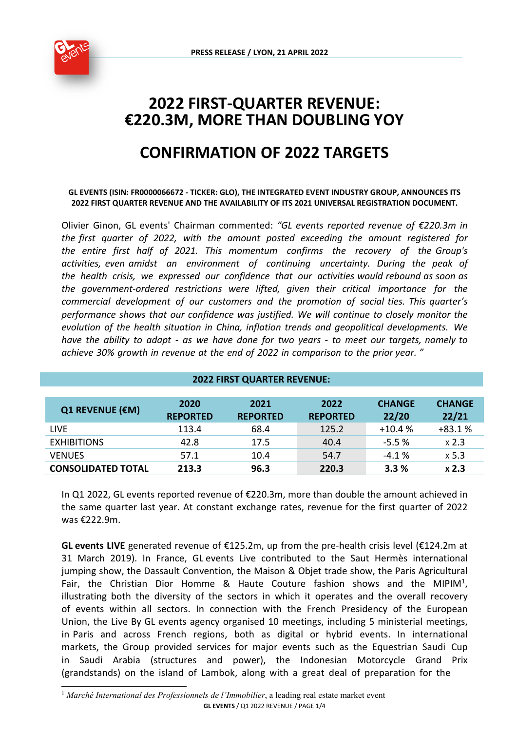PRESS RELEASE / LYON, 21 APRIL 2022

# 2022 FIRST-QUARTER REVENUE: €220.3M, MORE THAN DOUBLING YOY

# CONFIRMATION OF 2022 TARGETS

**GL EVENTS (ISIN: FR0000066672 - TICKER: GLO), THE INTEGRATED EVENT INDUSTRY GROUP, ANNOUNCES ITS 2022 FIRST QUARTER REVENUE AND THE AVAILABILITY OF ITS 2021 UNIVERSAL REGISTRATION DOCUMENT.**

Olivier Ginon, GL events' Chairman commented: *"GL events reported revenue of €220.3m in the first quarter of 2022, with the amount posted exceeding the amount registered for the entire first half of 2021. This momentum confirms the recovery of the Group's activities, even amidst an environment of continuing uncertainty. During the peak of the health crisis, we expressed our confidence that our activities would rebound as soon as the government-ordered restrictions were lifted, given their critical importance for the commercial development of our customers and the promotion of social ties. This quarter's performance shows that our confidence was justified. We will continue to closely monitor the evolution of the health situation in China, inflation trends and geopolitical developments. We have the ability to adapt - as we have done for two years - to meet our targets, namely to achieve 30% growth in revenue at the end of 2022 in comparison to the prior year. "*

**2022 FIRST QUARTER REVENUE:**

| Q1 REVENUE (€M) | 2020 REPORTED | 2021 REPORTED | 2022 REPORTED | CHANGE 22/20 | CHANGE 22/21 |
|---|---|---|---|---|---|
| LIVE | 113.4 | 68.4 | 125.2 | +10.4 % | +83.1 % |
| EXHIBITIONS | 42.8 | 17.5 | 40.4 | -5.5 % | x 2.3 |
| VENUES | 57.1 | 10.4 | 54.7 | -4.1 % | x 5.3 |
| **CONSOLIDATED TOTAL** | **213.3** | **96.3** | **220.3** | **3.3 %** | **x 2.3** |

In Q1 2022, GL events reported revenue of €220.3m, more than double the amount achieved in the same quarter last year. At constant exchange rates, revenue for the first quarter of 2022 was €222.9m.

**GL events LIVE** generated revenue of €125.2m, up from the pre-health crisis level (€124.2m at 31 March 2019). In France, GL events Live contributed to the Saut Hermès international jumping show, the Dassault Convention, the Maison & Objet trade show, the Paris Agricultural Fair, the Christian Dior Homme & Haute Couture fashion shows and the MIPIM[1], illustrating both the diversity of the sectors in which it operates and the overall recovery of events within all sectors. In connection with the French Presidency of the European Union, the Live By GL events agency organised 10 meetings, including 5 ministerial meetings, in Paris and across French regions, both as digital or hybrid events. In international markets, the Group provided services for major events such as the Equestrian Saudi Cup in Saudi Arabia (structures and power), the Indonesian Motorcycle Grand Prix (grandstands) on the island of Lambok, along with a great deal of preparation for the

[1] *Marché International des Professionnels de l'Immobilier*, a leading real estate market event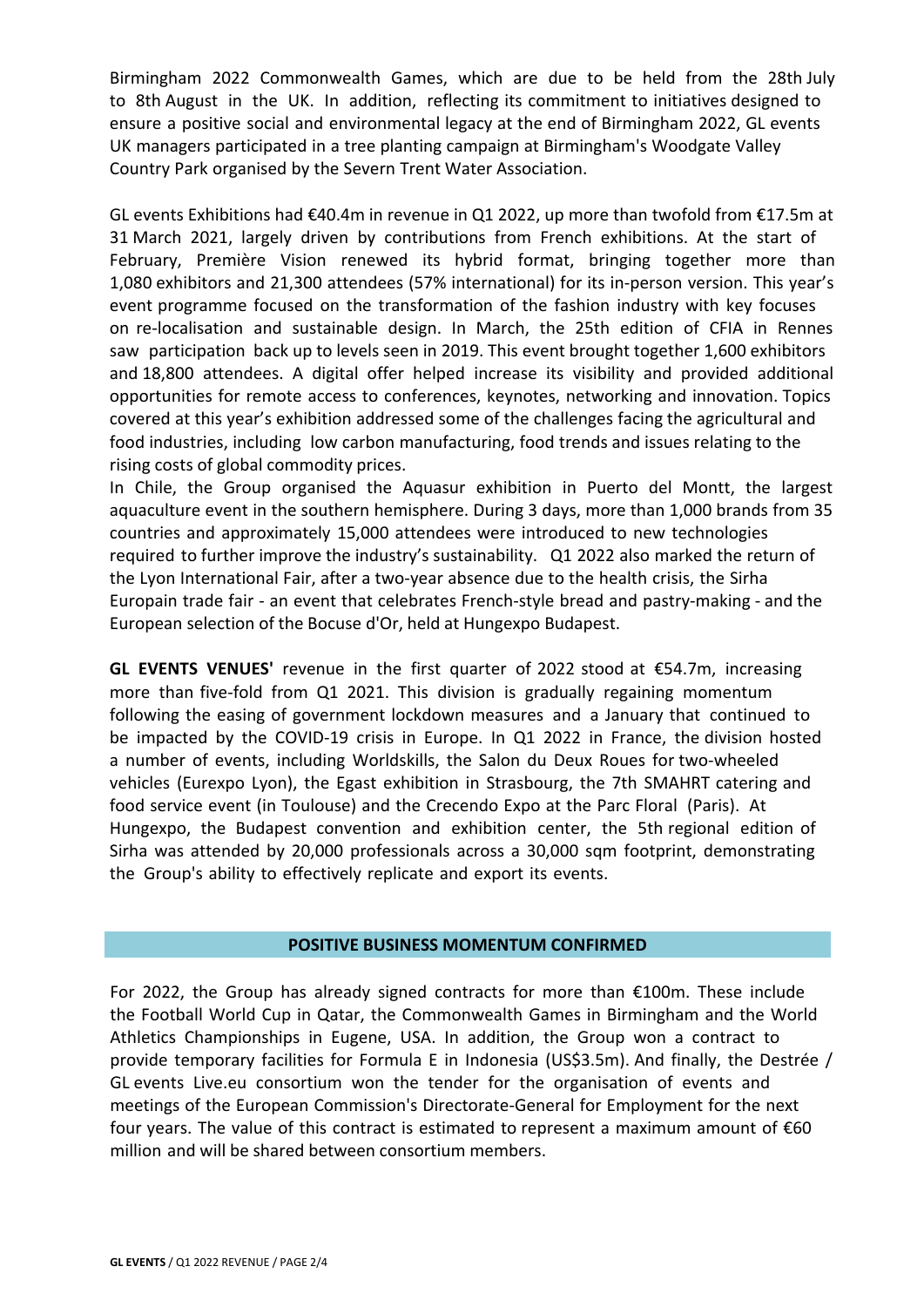Birmingham 2022 Commonwealth Games, which are due to be held from the 28th July to 8th August in the UK. In addition, reflecting its commitment to initiatives designed to ensure a positive social and environmental legacy at the end of Birmingham 2022, GL events UK managers participated in a tree planting campaign at Birmingham's Woodgate Valley Country Park organised by the Severn Trent Water Association.

GL events Exhibitions had €40.4m in revenue in Q1 2022, up more than twofold from €17.5m at 31 March 2021, largely driven by contributions from French exhibitions. At the start of February, Première Vision renewed its hybrid format, bringing together more than 1,080 exhibitors and 21,300 attendees (57% international) for its in-person version. This year's event programme focused on the transformation of the fashion industry with key focuses on re-localisation and sustainable design. In March, the 25th edition of CFIA in Rennes saw participation back up to levels seen in 2019. This event brought together 1,600 exhibitors and 18,800 attendees. A digital offer helped increase its visibility and provided additional opportunities for remote access to conferences, keynotes, networking and innovation. Topics covered at this year's exhibition addressed some of the challenges facing the agricultural and food industries, including low carbon manufacturing, food trends and issues relating to the rising costs of global commodity prices.

In Chile, the Group organised the Aquasur exhibition in Puerto del Montt, the largest aquaculture event in the southern hemisphere. During 3 days, more than 1,000 brands from 35 countries and approximately 15,000 attendees were introduced to new technologies required to further improve the industry's sustainability. Q1 2022 also marked the return of the Lyon International Fair, after a two-year absence due to the health crisis, the Sirha Europain trade fair - an event that celebrates French-style bread and pastry-making - and the European selection of the Bocuse d'Or, held at Hungexpo Budapest.

**GL EVENTS VENUES'** revenue in the first quarter of 2022 stood at €54.7m, increasing more than five-fold from Q1 2021. This division is gradually regaining momentum following the easing of government lockdown measures and a January that continued to be impacted by the COVID-19 crisis in Europe. In Q1 2022 in France, the division hosted a number of events, including Worldskills, the Salon du Deux Roues for two-wheeled vehicles (Eurexpo Lyon), the Egast exhibition in Strasbourg, the 7th SMAHRT catering and food service event (in Toulouse) and the Crecendo Expo at the Parc Floral (Paris). At Hungexpo, the Budapest convention and exhibition center, the 5th regional edition of Sirha was attended by 20,000 professionals across a 30,000 sqm footprint, demonstrating the Group's ability to effectively replicate and export its events.

## POSITIVE BUSINESS MOMENTUM CONFIRMED

For 2022, the Group has already signed contracts for more than €100m. These include the Football World Cup in Qatar, the Commonwealth Games in Birmingham and the World Athletics Championships in Eugene, USA. In addition, the Group won a contract to provide temporary facilities for Formula E in Indonesia (US$3.5m). And finally, the Destrée / GL events Live.eu consortium won the tender for the organisation of events and meetings of the European Commission's Directorate-General for Employment for the next four years. The value of this contract is estimated to represent a maximum amount of €60 million and will be shared between consortium members.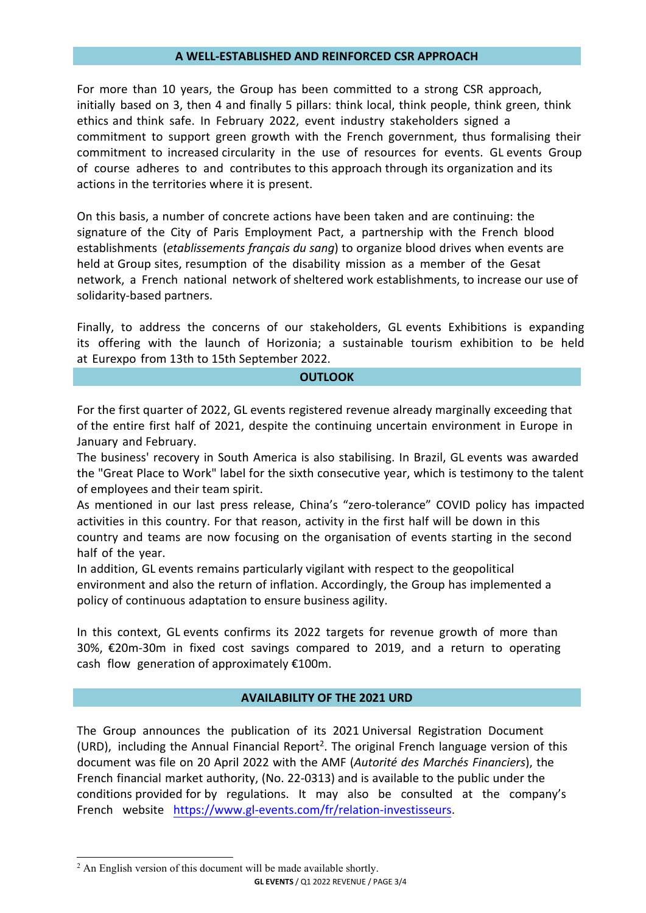## A WELL-ESTABLISHED AND REINFORCED CSR APPROACH

For more than 10 years, the Group has been committed to a strong CSR approach, initially based on 3, then 4 and finally 5 pillars: think local, think people, think green, think ethics and think safe. In February 2022, event industry stakeholders signed a commitment to support green growth with the French government, thus formalising their commitment to increased circularity in the use of resources for events. GL events Group of course adheres to and contributes to this approach through its organization and its actions in the territories where it is present.

On this basis, a number of concrete actions have been taken and are continuing: the signature of the City of Paris Employment Pact, a partnership with the French blood establishments (*etablissements français du sang*) to organize blood drives when events are held at Group sites, resumption of the disability mission as a member of the Gesat network, a French national network of sheltered work establishments, to increase our use of solidarity-based partners.

Finally, to address the concerns of our stakeholders, GL events Exhibitions is expanding its offering with the launch of Horizonia; a sustainable tourism exhibition to be held at Eurexpo from 13th to 15th September 2022.

## OUTLOOK

For the first quarter of 2022, GL events registered revenue already marginally exceeding that of the entire first half of 2021, despite the continuing uncertain environment in Europe in January and February.

The business' recovery in South America is also stabilising. In Brazil, GL events was awarded the "Great Place to Work" label for the sixth consecutive year, which is testimony to the talent of employees and their team spirit.

As mentioned in our last press release, China's "zero-tolerance" COVID policy has impacted activities in this country. For that reason, activity in the first half will be down in this country and teams are now focusing on the organisation of events starting in the second half of the year.

In addition, GL events remains particularly vigilant with respect to the geopolitical environment and also the return of inflation. Accordingly, the Group has implemented a policy of continuous adaptation to ensure business agility.

In this context, GL events confirms its 2022 targets for revenue growth of more than 30%, €20m-30m in fixed cost savings compared to 2019, and a return to operating cash flow generation of approximately €100m.

## AVAILABILITY OF THE 2021 URD

The Group announces the publication of its 2021 Universal Registration Document (URD), including the Annual Financial Report[2]. The original French language version of this document was file on 20 April 2022 with the AMF (*Autorité des Marchés Financiers*), the French financial market authority, (No. 22-0313) and is available to the public under the conditions provided for by regulations. It may also be consulted at the company's French website https://www.gl-events.com/fr/relation-investisseurs.

---

[2] An English version of this document will be made available shortly.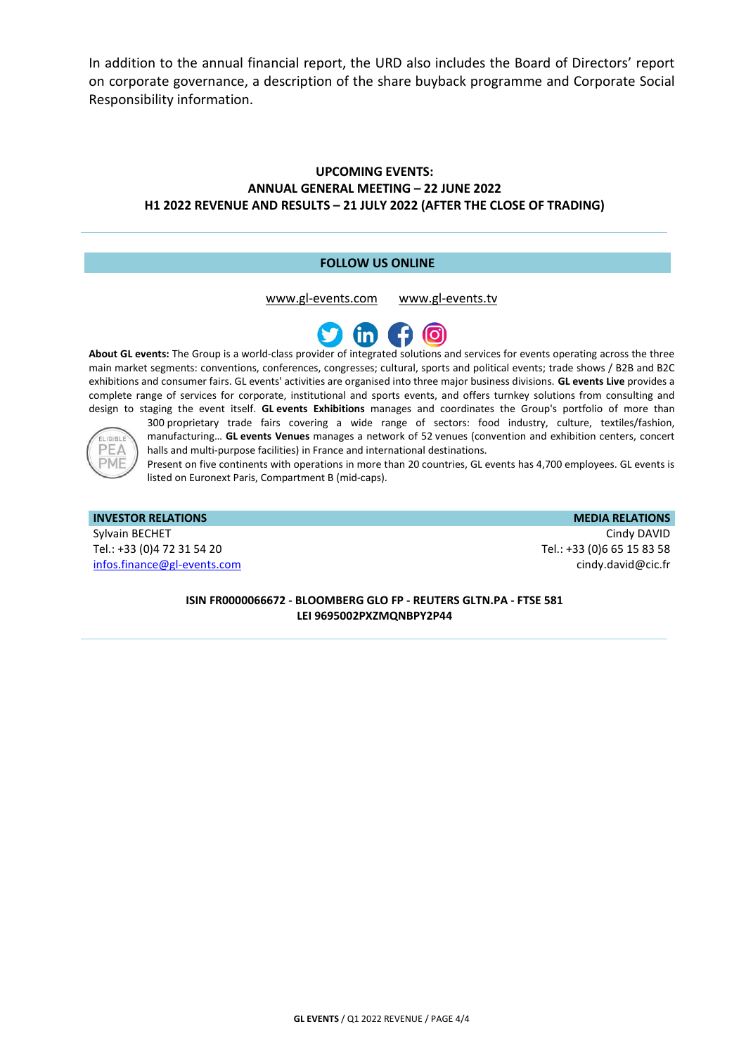In addition to the annual financial report, the URD also includes the Board of Directors' report on corporate governance, a description of the share buyback programme and Corporate Social Responsibility information.

**UPCOMING EVENTS:**
**ANNUAL GENERAL MEETING – 22 JUNE 2022**
**H1 2022 REVENUE AND RESULTS – 21 JULY 2022 (AFTER THE CLOSE OF TRADING)**

**FOLLOW US ONLINE**

www.gl-events.com www.gl-events.tv

**About GL events:** The Group is a world-class provider of integrated solutions and services for events operating across the three main market segments: conventions, conferences, congresses; cultural, sports and political events; trade shows / B2B and B2C exhibitions and consumer fairs. GL events' activities are organised into three major business divisions. **GL events Live** provides a complete range of services for corporate, institutional and sports events, and offers turnkey solutions from consulting and design to staging the event itself. **GL events Exhibitions** manages and coordinates the Group's portfolio of more than 300 proprietary trade fairs covering a wide range of sectors: food industry, culture, textiles/fashion, manufacturing… **GL events Venues** manages a network of 52 venues (convention and exhibition centers, concert halls and multi-purpose facilities) in France and international destinations.
Present on five continents with operations in more than 20 countries, GL events has 4,700 employees. GL events is listed on Euronext Paris, Compartment B (mid-caps).

ELIGIBLE PEA PME

| INVESTOR RELATIONS | MEDIA RELATIONS |
| --- | --- |
| Sylvain BECHET | Cindy DAVID |
| Tel.: +33 (0)4 72 31 54 20 | Tel.: +33 (0)6 65 15 83 58 |
| infos.finance@gl-events.com | cindy.david@cic.fr |

**ISIN FR0000066672 - BLOOMBERG GLO FP - REUTERS GLTN.PA - FTSE 581**
**LEI 9695002PXZMQNBPY2P44**